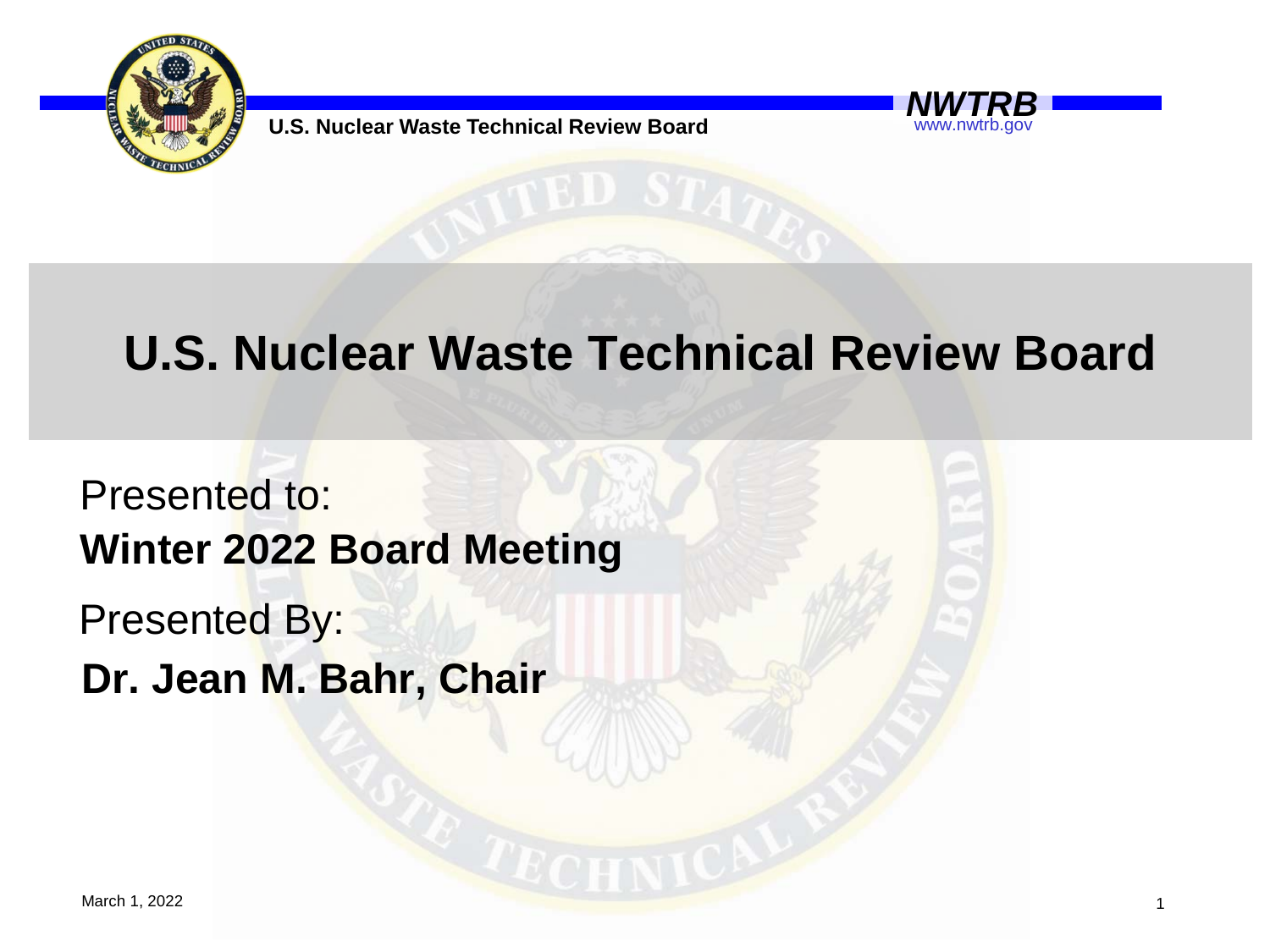# U.S. Nuclear Waste Technical Review Board

Presented to:

**Winter 2022 Board Meeting**

Presented By:

**Dr. Jean M. Bahr, Chair**

March 1, 2022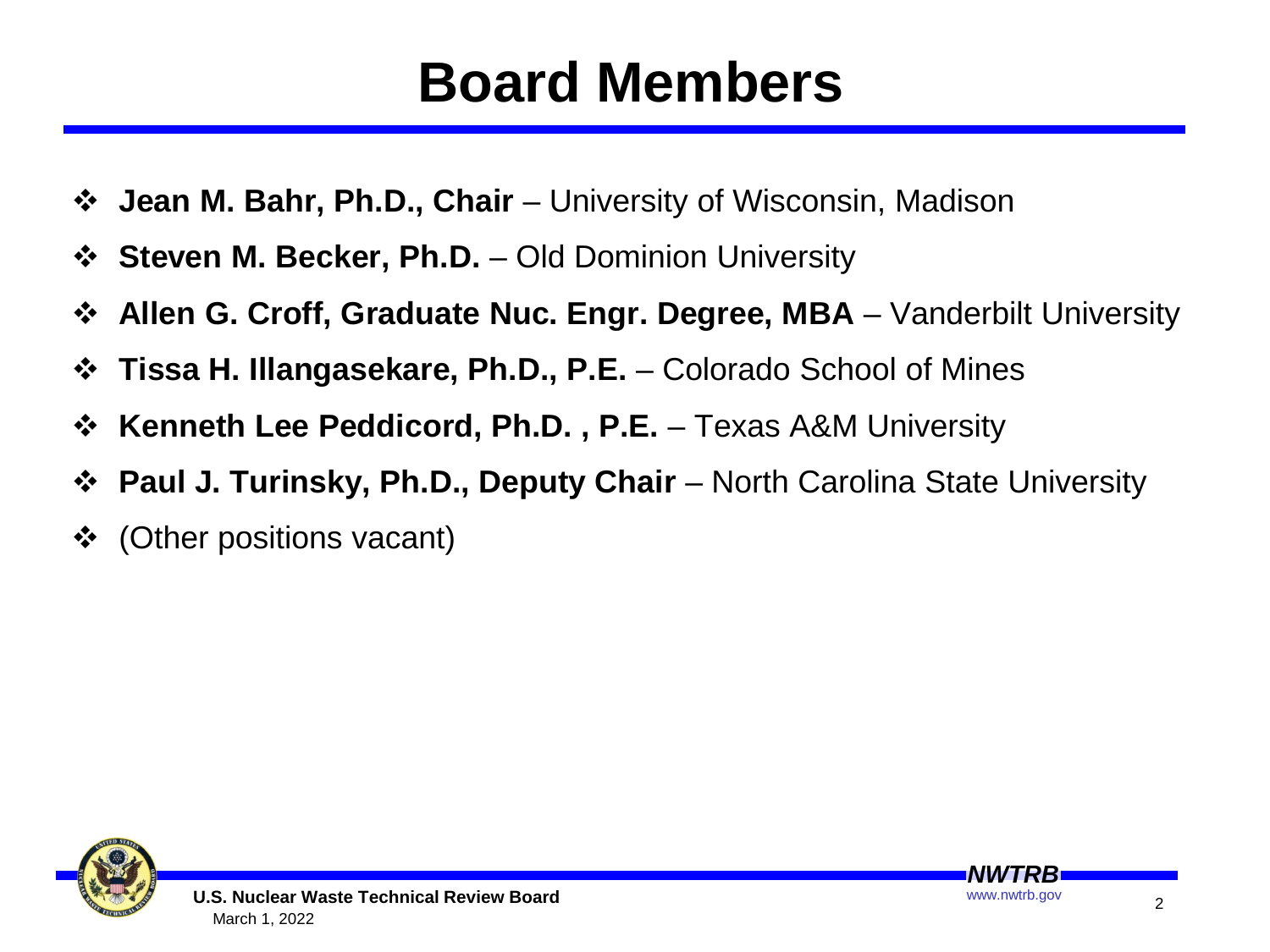# Board Members

- **Jean M. Bahr, Ph.D., Chair** – University of Wisconsin, Madison
- **Steven M. Becker, Ph.D.** – Old Dominion University
- **Allen G. Croff, Graduate Nuc. Engr. Degree, MBA** – Vanderbilt University
- **Tissa H. Illangasekare, Ph.D., P.E.** – Colorado School of Mines
- **Kenneth Lee Peddicord, Ph.D. , P.E.** – Texas A&M University
- **Paul J. Turinsky, Ph.D., Deputy Chair** – North Carolina State University
- (Other positions vacant)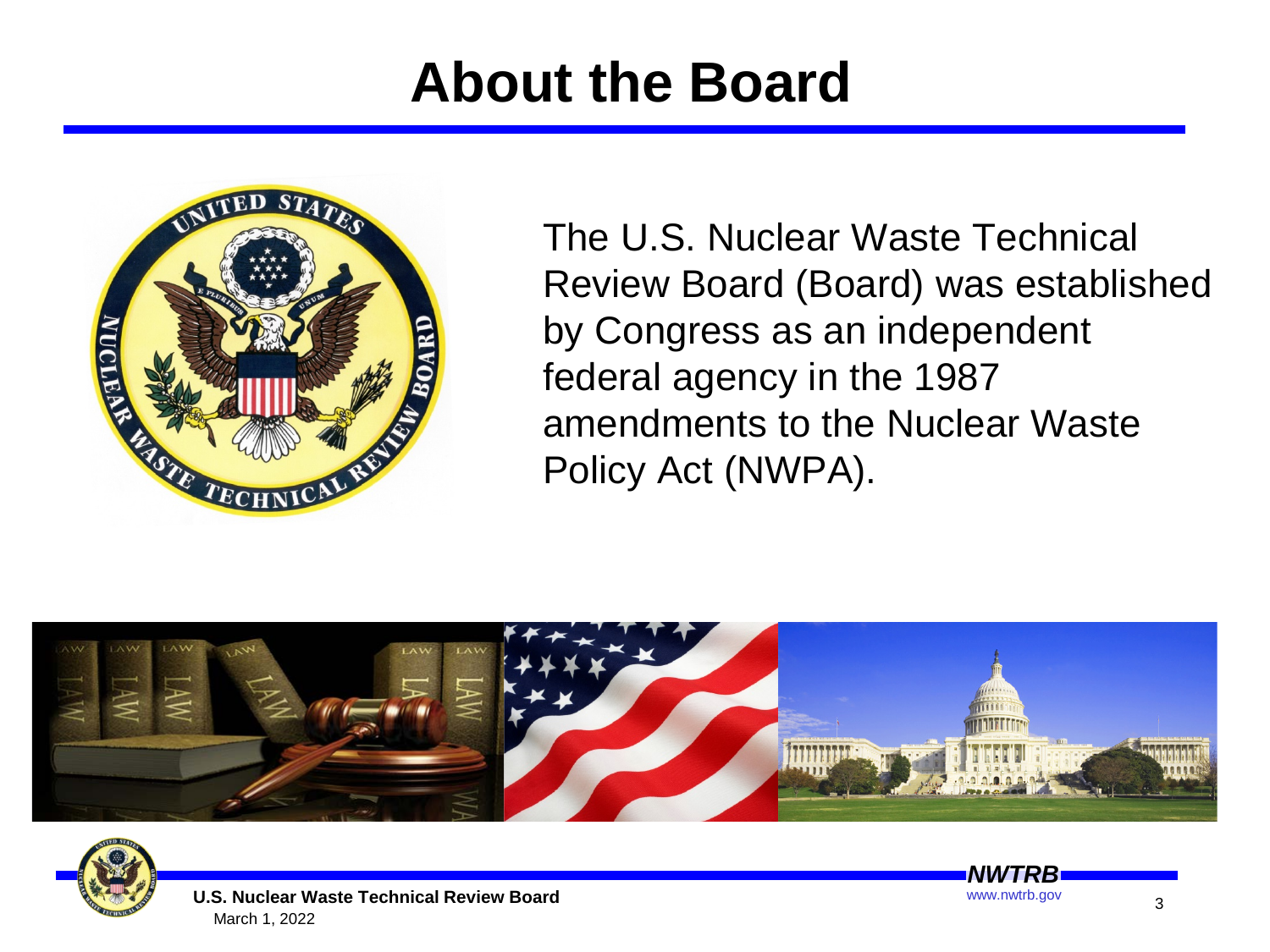# About the Board

The U.S. Nuclear Waste Technical Review Board (Board) was established by Congress as an independent federal agency in the 1987 amendments to the Nuclear Waste Policy Act (NWPA).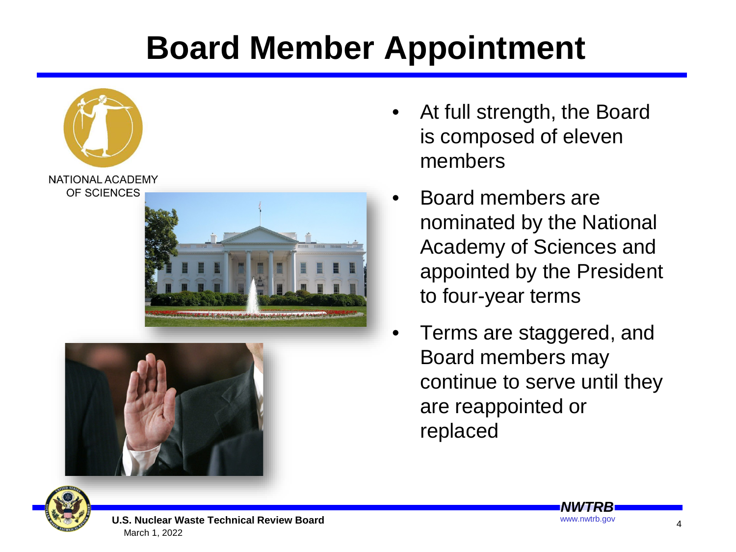# Board Member Appointment

NATIONAL ACADEMY OF SCIENCES

- At full strength, the Board is composed of eleven members
- Board members are nominated by the National Academy of Sciences and appointed by the President to four-year terms
- Terms are staggered, and Board members may continue to serve until they are reappointed or replaced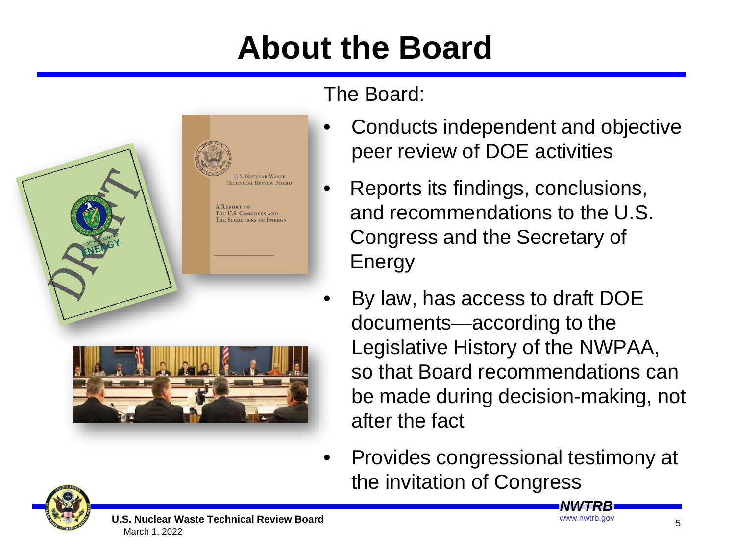# About the Board

The Board:

- Conducts independent and objective peer review of DOE activities
- Reports its findings, conclusions, and recommendations to the U.S. Congress and the Secretary of Energy
- By law, has access to draft DOE documents—according to the Legislative History of the NWPAA, so that Board recommendations can be made during decision-making, not after the fact
- Provides congressional testimony at the invitation of Congress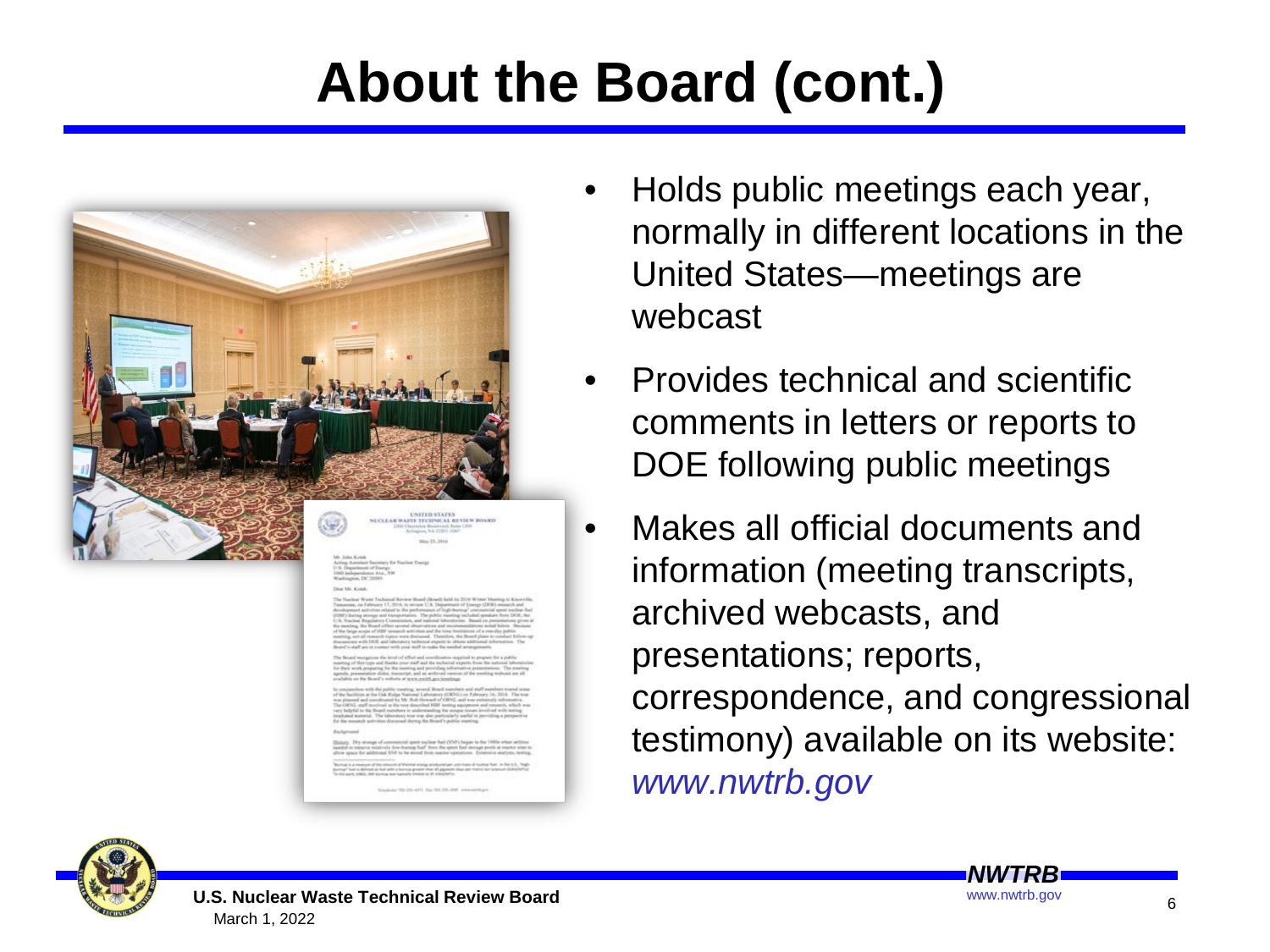# About the Board (cont.)

- Holds public meetings each year, normally in different locations in the United States—meetings are webcast
- Provides technical and scientific comments in letters or reports to DOE following public meetings
- Makes all official documents and information (meeting transcripts, archived webcasts, and presentations; reports, correspondence, and congressional testimony) available on its website: *www.nwtrb.gov*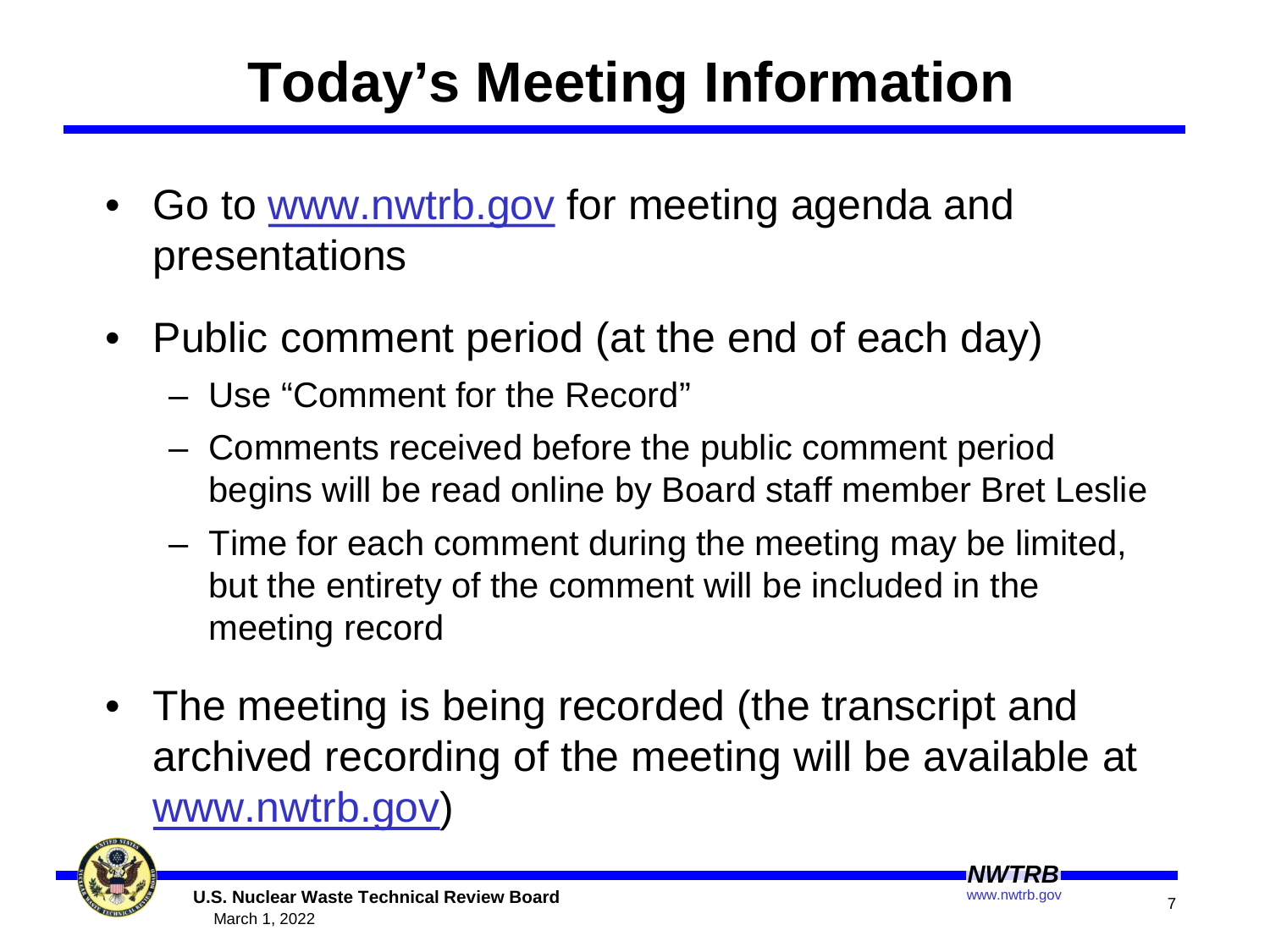# Today's Meeting Information

- Go to www.nwtrb.gov for meeting agenda and presentations
- Public comment period (at the end of each day)
  - Use "Comment for the Record"
  - Comments received before the public comment period begins will be read online by Board staff member Bret Leslie
  - Time for each comment during the meeting may be limited, but the entirety of the comment will be included in the meeting record
- The meeting is being recorded (the transcript and archived recording of the meeting will be available at www.nwtrb.gov)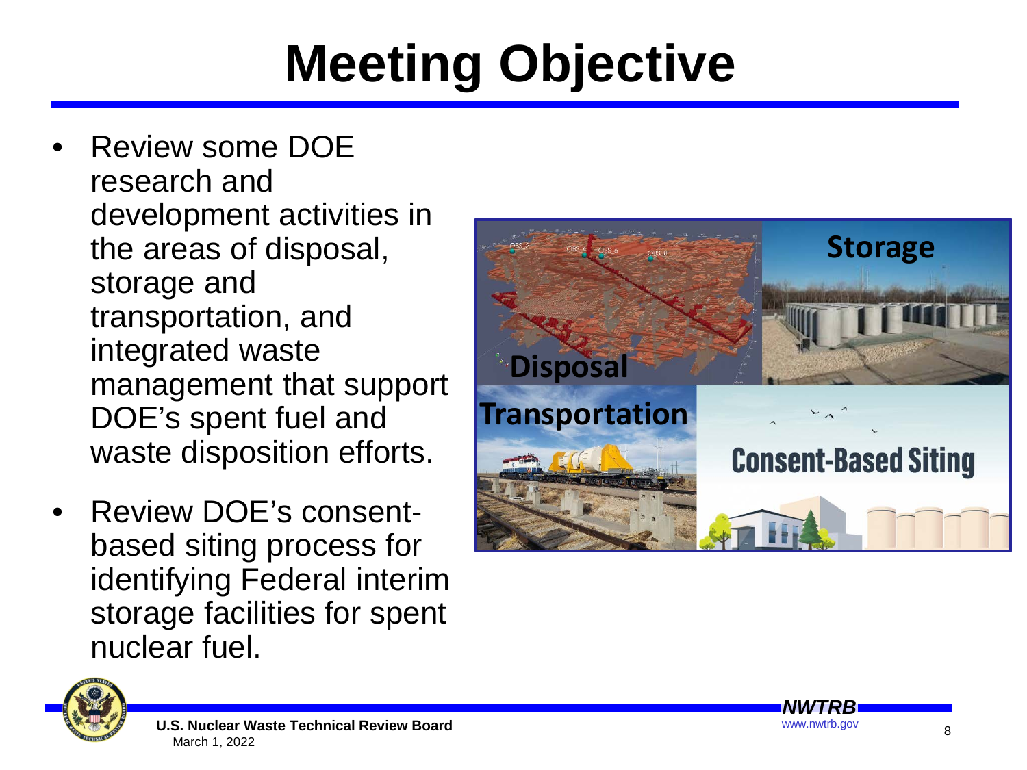# Meeting Objective

- Review some DOE research and development activities in the areas of disposal, storage and transportation, and integrated waste management that support DOE's spent fuel and waste disposition efforts.
- Review DOE's consent-based siting process for identifying Federal interim storage facilities for spent nuclear fuel.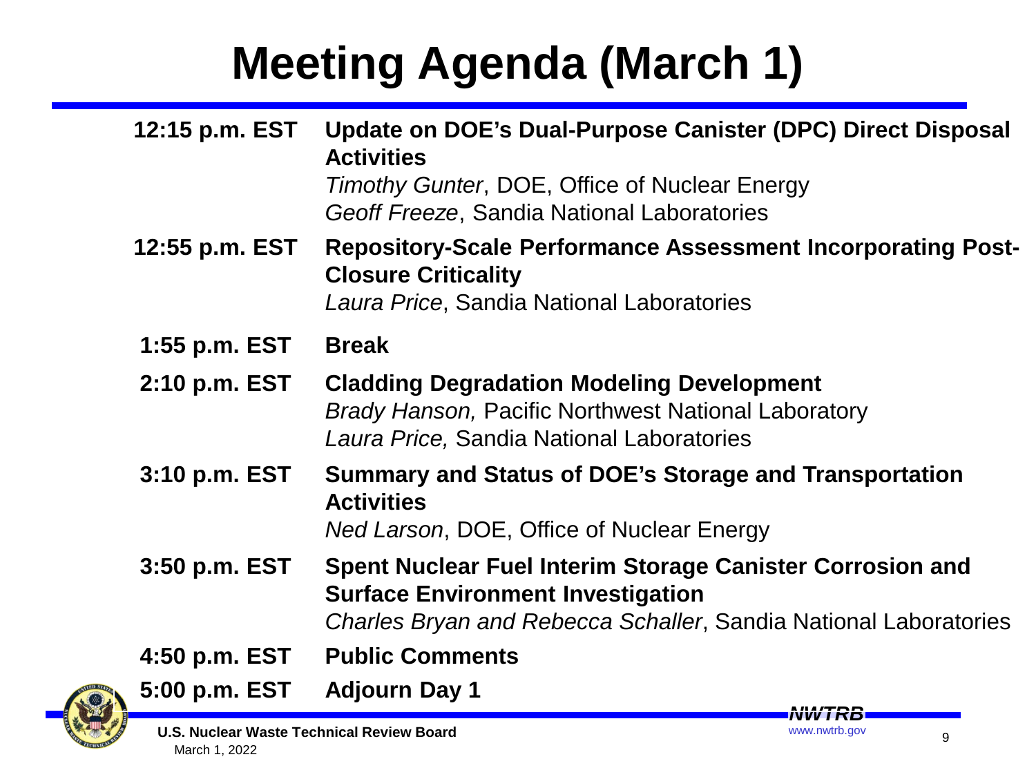# Meeting Agenda (March 1)

| | |
|---|---|
| 12:15 p.m. EST | **Update on DOE's Dual-Purpose Canister (DPC) Direct Disposal Activities**<br>*Timothy Gunter*, DOE, Office of Nuclear Energy<br>*Geoff Freeze*, Sandia National Laboratories |
| 12:55 p.m. EST | **Repository-Scale Performance Assessment Incorporating Post-Closure Criticality**<br>*Laura Price*, Sandia National Laboratories |
| 1:55 p.m. EST | **Break** |
| 2:10 p.m. EST | **Cladding Degradation Modeling Development**<br>*Brady Hanson,* Pacific Northwest National Laboratory<br>*Laura Price,* Sandia National Laboratories |
| 3:10 p.m. EST | **Summary and Status of DOE's Storage and Transportation Activities**<br>*Ned Larson*, DOE, Office of Nuclear Energy |
| 3:50 p.m. EST | **Spent Nuclear Fuel Interim Storage Canister Corrosion and Surface Environment Investigation**<br>*Charles Bryan and Rebecca Schaller*, Sandia National Laboratories |
| 4:50 p.m. EST | **Public Comments** |
| 5:00 p.m. EST | **Adjourn Day 1** |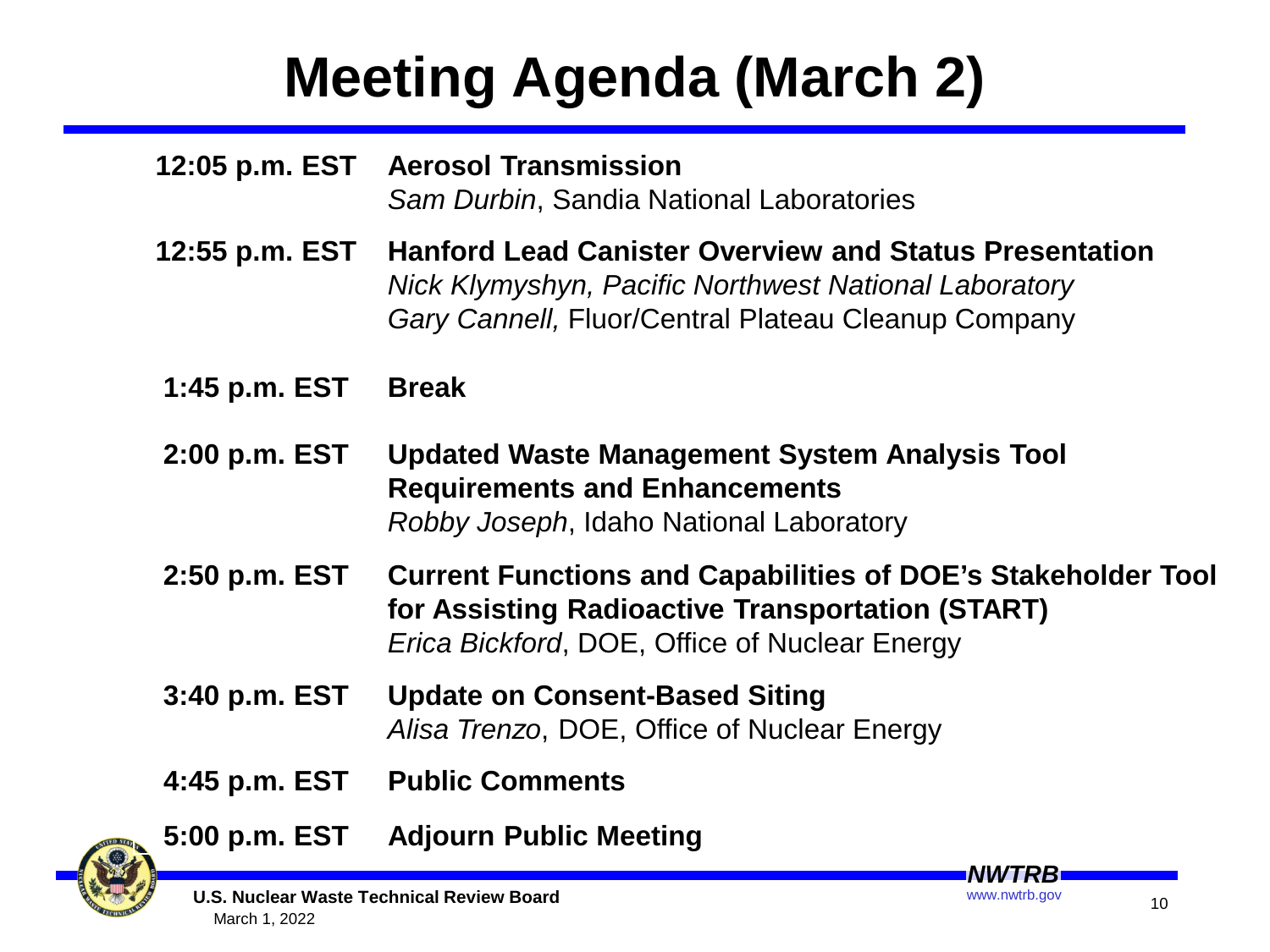# Meeting Agenda (March 2)

| | |
|---|---|
| **12:05 p.m. EST** | **Aerosol Transmission**<br>*Sam Durbin*, Sandia National Laboratories |
| **12:55 p.m. EST** | **Hanford Lead Canister Overview and Status Presentation**<br>*Nick Klymyshyn, Pacific Northwest National Laboratory*<br>*Gary Cannell,* Fluor/Central Plateau Cleanup Company |
| **1:45 p.m. EST** | **Break** |
| **2:00 p.m. EST** | **Updated Waste Management System Analysis Tool Requirements and Enhancements**<br>*Robby Joseph*, Idaho National Laboratory |
| **2:50 p.m. EST** | **Current Functions and Capabilities of DOE's Stakeholder Tool for Assisting Radioactive Transportation (START)**<br>*Erica Bickford*, DOE, Office of Nuclear Energy |
| **3:40 p.m. EST** | **Update on Consent-Based Siting**<br>*Alisa Trenzo*, DOE, Office of Nuclear Energy |
| **4:45 p.m. EST** | **Public Comments** |
| **5:00 p.m. EST** | **Adjourn Public Meeting** |

**U.S. Nuclear Waste Technical Review Board**
March 1, 2022

*NWTRB*
www.nwtrb.gov